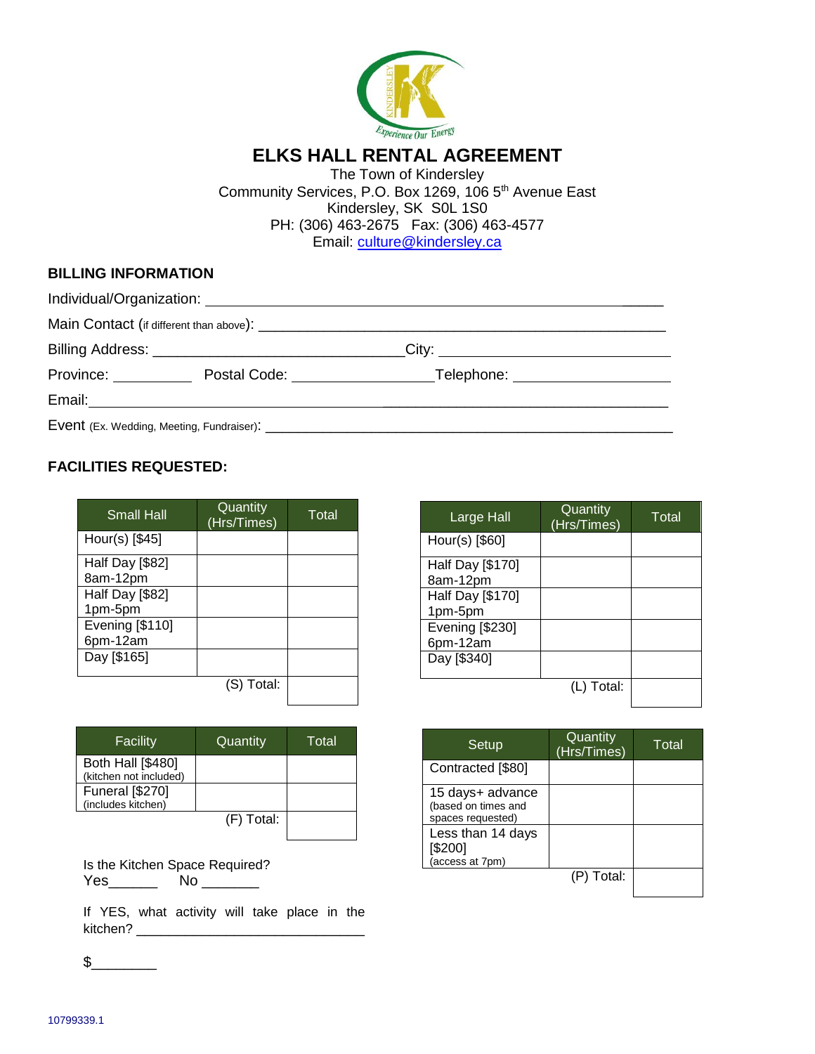# ELKS HALL RENTAL AGREEMENT

The Town of Kindersley
Community Services, P.O. Box 1269, 106 5th Avenue East
Kindersley, SK S0L 1S0
PH: (306) 463-2675 Fax: (306) 463-4577
Email: culture@kindersley.ca

## BILLING INFORMATION

Individual/Organization: ____________________________________________________________

Main Contact (if different than above): ______________________________________________

Billing Address: ________________________________ City: ____________________________

Province: __________ Postal Code: _________________ Telephone: ___________________

Email: _____________________________________________________________________

Event (Ex. Wedding, Meeting, Fundraiser): ____________________________________________

## FACILITIES REQUESTED:

| Small Hall | Quantity (Hrs/Times) | Total |
|---|---|---|
| Hour(s) [$45] | | |
| Half Day [$82] 8am-12pm | | |
| Half Day [$82] 1pm-5pm | | |
| Evening [$110] 6pm-12am | | |
| Day [$165] | | |
| | (S) Total: | |

| Large Hall | Quantity (Hrs/Times) | Total |
|---|---|---|
| Hour(s) [$60] | | |
| Half Day [$170] 8am-12pm | | |
| Half Day [$170] 1pm-5pm | | |
| Evening [$230] 6pm-12am | | |
| Day [$340] | | |
| | (L) Total: | |

| Facility | Quantity | Total |
|---|---|---|
| Both Hall [$480] (kitchen not included) | | |
| Funeral [$270] (includes kitchen) | | |
| | (F) Total: | |

| Setup | Quantity (Hrs/Times) | Total |
|---|---|---|
| Contracted [$80] | | |
| 15 days+ advance (based on times and spaces requested) | | |
| Less than 14 days [$200] (access at 7pm) | | |
| | (P) Total: | |

Is the Kitchen Space Required?
Yes______ No _______

If YES, what activity will take place in the kitchen? _____________________________

$________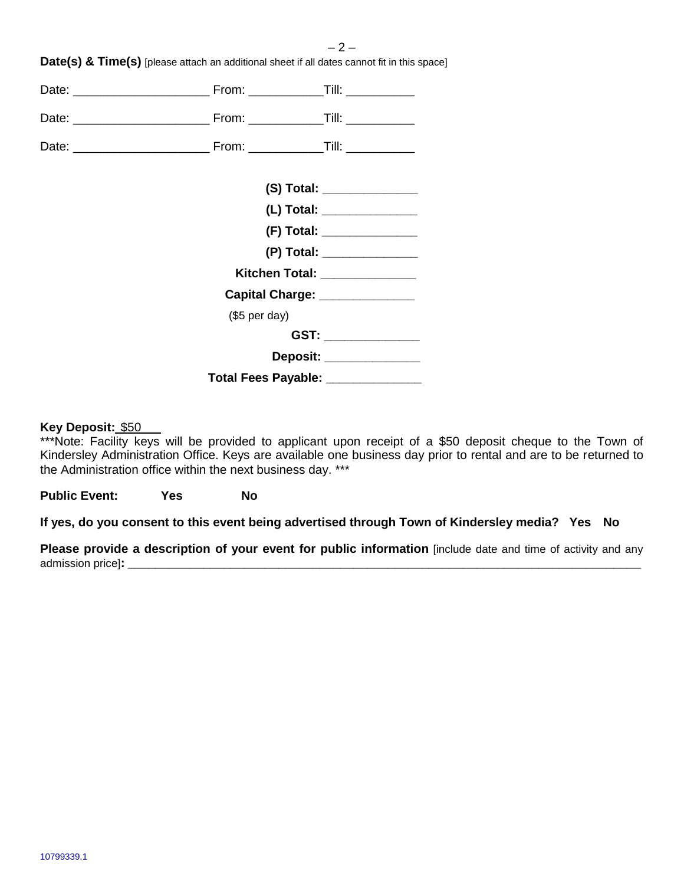**Date(s) & Time(s)** [please attach an additional sheet if all dates cannot fit in this space]

Date: ____________________ From: ___________Till: __________

Date: ____________________ From: ___________Till: __________

Date: ____________________ From: ___________Till: __________

**(S) Total:** ______________

**(L) Total:** ______________

**(F) Total:** ______________

**(P) Total:** ______________

**Kitchen Total:** ______________

**Capital Charge:** ______________
($5 per day)

**GST:** ______________

**Deposit:** ______________

**Total Fees Payable:** ______________

**Key Deposit:** $50

***Note: Facility keys will be provided to applicant upon receipt of a $50 deposit cheque to the Town of Kindersley Administration Office. Keys are available one business day prior to rental and are to be returned to the Administration office within the next business day. ***

**Public Event: Yes No**

**If yes, do you consent to this event being advertised through Town of Kindersley media? Yes No**

**Please provide a description of your event for public information** [include date and time of activity and any admission price]**:** ________________________________________________________________________________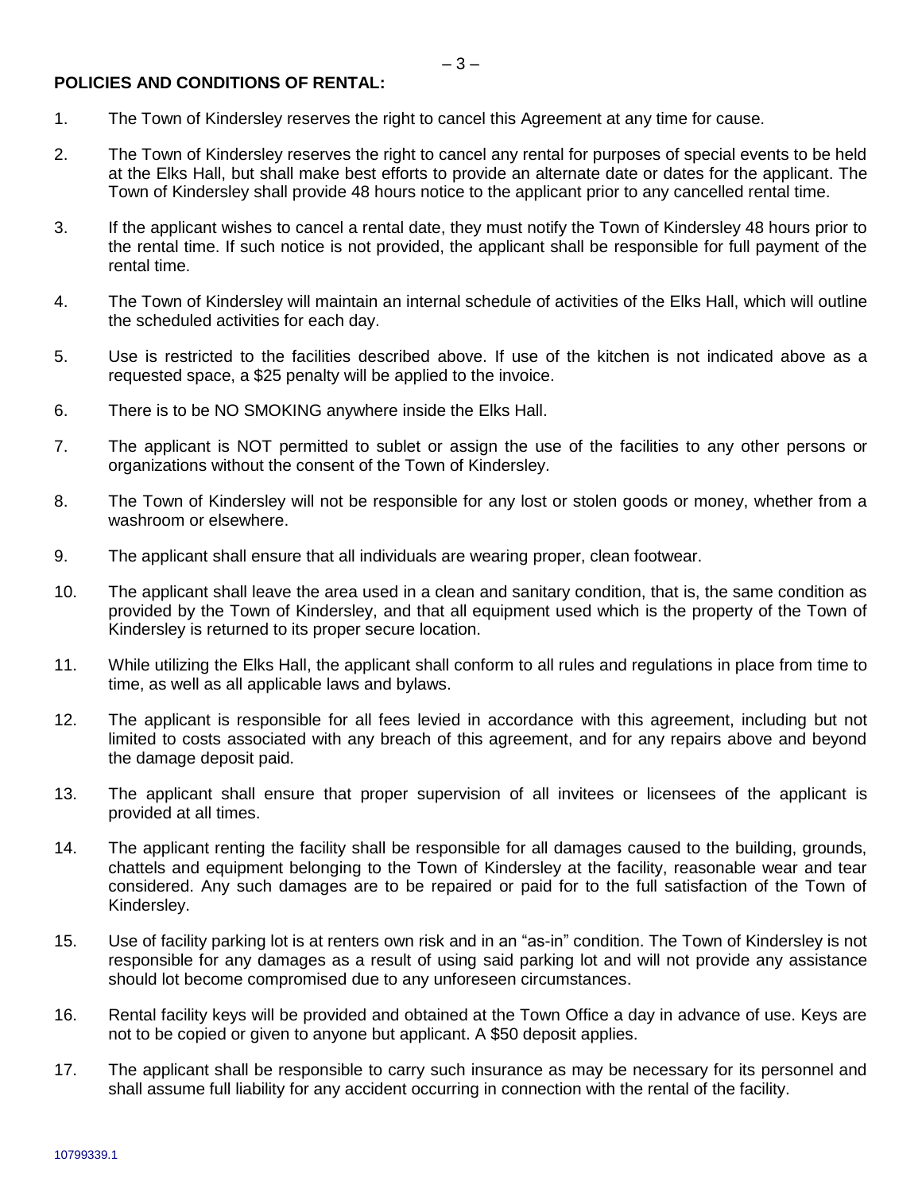**POLICIES AND CONDITIONS OF RENTAL:**

1. The Town of Kindersley reserves the right to cancel this Agreement at any time for cause.

2. The Town of Kindersley reserves the right to cancel any rental for purposes of special events to be held at the Elks Hall, but shall make best efforts to provide an alternate date or dates for the applicant. The Town of Kindersley shall provide 48 hours notice to the applicant prior to any cancelled rental time.

3. If the applicant wishes to cancel a rental date, they must notify the Town of Kindersley 48 hours prior to the rental time. If such notice is not provided, the applicant shall be responsible for full payment of the rental time.

4. The Town of Kindersley will maintain an internal schedule of activities of the Elks Hall, which will outline the scheduled activities for each day.

5. Use is restricted to the facilities described above. If use of the kitchen is not indicated above as a requested space, a $25 penalty will be applied to the invoice.

6. There is to be NO SMOKING anywhere inside the Elks Hall.

7. The applicant is NOT permitted to sublet or assign the use of the facilities to any other persons or organizations without the consent of the Town of Kindersley.

8. The Town of Kindersley will not be responsible for any lost or stolen goods or money, whether from a washroom or elsewhere.

9. The applicant shall ensure that all individuals are wearing proper, clean footwear.

10. The applicant shall leave the area used in a clean and sanitary condition, that is, the same condition as provided by the Town of Kindersley, and that all equipment used which is the property of the Town of Kindersley is returned to its proper secure location.

11. While utilizing the Elks Hall, the applicant shall conform to all rules and regulations in place from time to time, as well as all applicable laws and bylaws.

12. The applicant is responsible for all fees levied in accordance with this agreement, including but not limited to costs associated with any breach of this agreement, and for any repairs above and beyond the damage deposit paid.

13. The applicant shall ensure that proper supervision of all invitees or licensees of the applicant is provided at all times.

14. The applicant renting the facility shall be responsible for all damages caused to the building, grounds, chattels and equipment belonging to the Town of Kindersley at the facility, reasonable wear and tear considered. Any such damages are to be repaired or paid for to the full satisfaction of the Town of Kindersley.

15. Use of facility parking lot is at renters own risk and in an "as-in" condition. The Town of Kindersley is not responsible for any damages as a result of using said parking lot and will not provide any assistance should lot become compromised due to any unforeseen circumstances.

16. Rental facility keys will be provided and obtained at the Town Office a day in advance of use. Keys are not to be copied or given to anyone but applicant. A $50 deposit applies.

17. The applicant shall be responsible to carry such insurance as may be necessary for its personnel and shall assume full liability for any accident occurring in connection with the rental of the facility.

10799339.1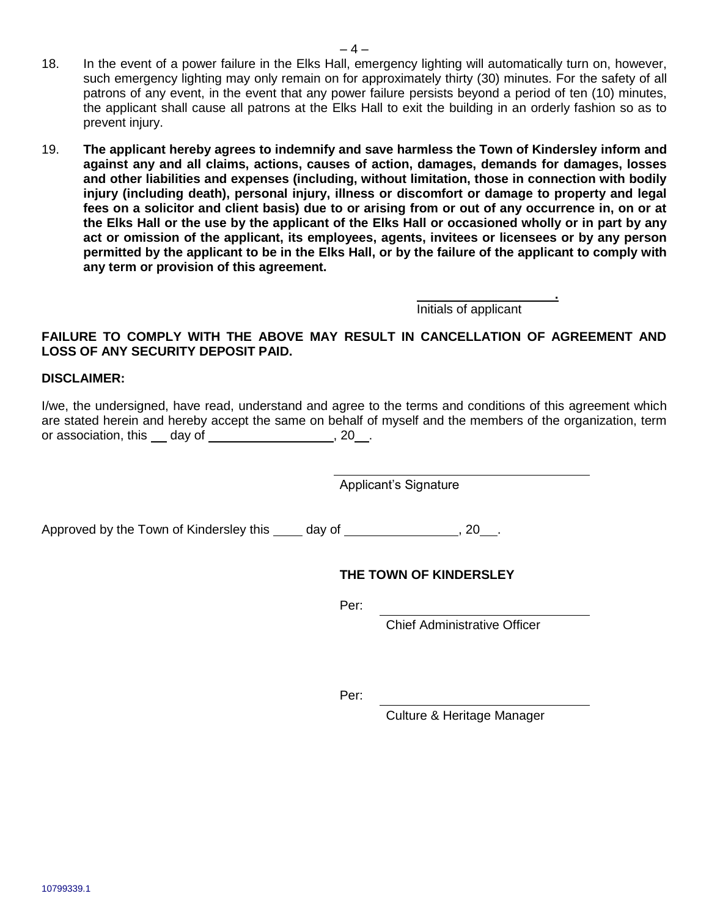18. In the event of a power failure in the Elks Hall, emergency lighting will automatically turn on, however, such emergency lighting may only remain on for approximately thirty (30) minutes. For the safety of all patrons of any event, in the event that any power failure persists beyond a period of ten (10) minutes, the applicant shall cause all patrons at the Elks Hall to exit the building in an orderly fashion so as to prevent injury.

19. **The applicant hereby agrees to indemnify and save harmless the Town of Kindersley inform and against any and all claims, actions, causes of action, damages, demands for damages, losses and other liabilities and expenses (including, without limitation, those in connection with bodily injury (including death), personal injury, illness or discomfort or damage to property and legal fees on a solicitor and client basis) due to or arising from or out of any occurrence in, on or at the Elks Hall or the use by the applicant of the Elks Hall or occasioned wholly or in part by any act or omission of the applicant, its employees, agents, invitees or licensees or by any person permitted by the applicant to be in the Elks Hall, or by the failure of the applicant to comply with any term or provision of this agreement.**

_____________________.
Initials of applicant

**FAILURE TO COMPLY WITH THE ABOVE MAY RESULT IN CANCELLATION OF AGREEMENT AND LOSS OF ANY SECURITY DEPOSIT PAID.**

**DISCLAIMER:**

I/we, the undersigned, have read, understand and agree to the terms and conditions of this agreement which are stated herein and hereby accept the same on behalf of myself and the members of the organization, term or association, this ___ day of ________________, 20__.

_______________________________
Applicant's Signature

Approved by the Town of Kindersley this ____ day of ______________, 20___.

**THE TOWN OF KINDERSLEY**

Per: _______________________________
Chief Administrative Officer

Per: _______________________________
Culture & Heritage Manager

10799339.1